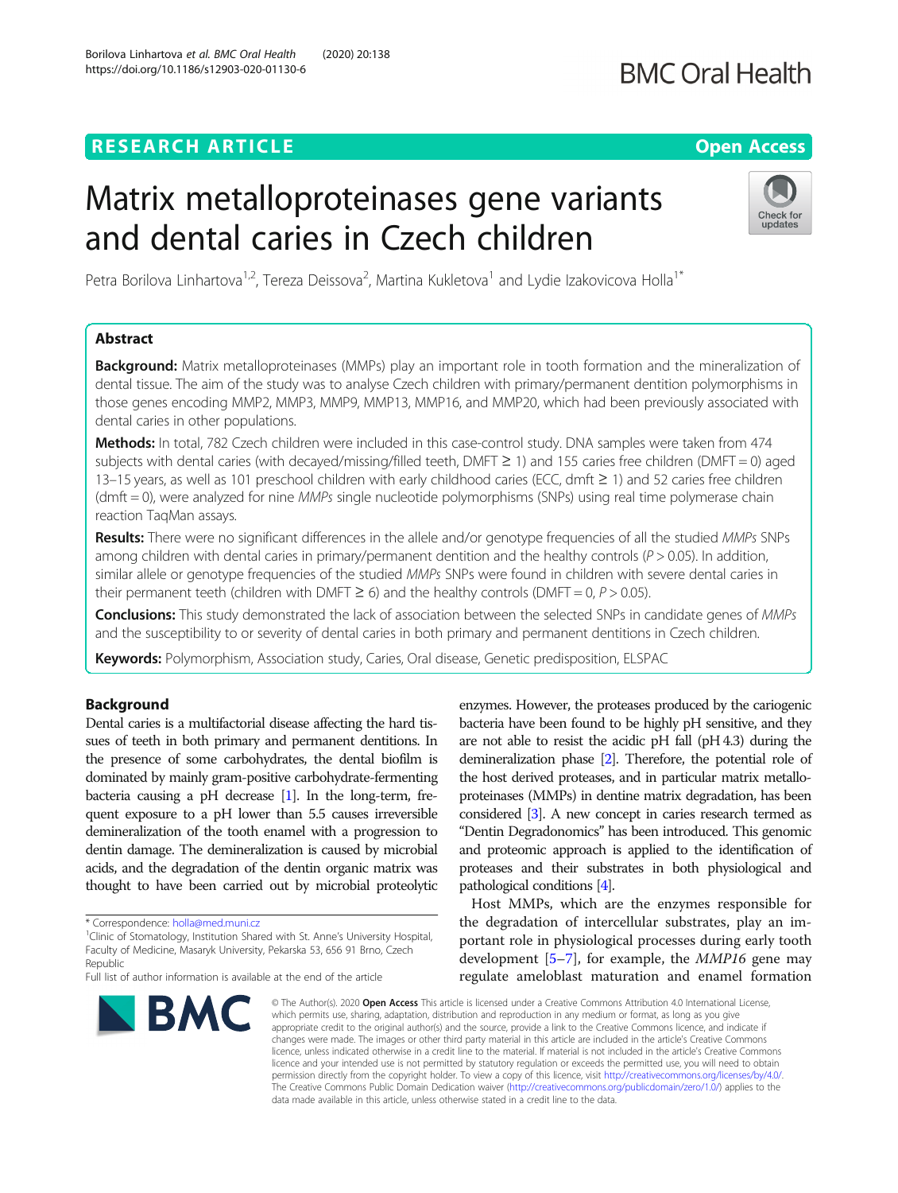# Matrix metalloproteinases gene variants and dental caries in Czech children

Petra Borilova Linhartova[1,2], Tereza Deissova[2], Martina Kukletova[1] and Lydie Izakovicova Holla[1*]

## Abstract

**Background:** Matrix metalloproteinases (MMPs) play an important role in tooth formation and the mineralization of dental tissue. The aim of the study was to analyse Czech children with primary/permanent dentition polymorphisms in those genes encoding MMP2, MMP3, MMP9, MMP13, MMP16, and MMP20, which had been previously associated with dental caries in other populations.

**Methods:** In total, 782 Czech children were included in this case-control study. DNA samples were taken from 474 subjects with dental caries (with decayed/missing/filled teeth, DMFT ≥ 1) and 155 caries free children (DMFT = 0) aged 13–15 years, as well as 101 preschool children with early childhood caries (ECC, dmft ≥ 1) and 52 caries free children (dmft = 0), were analyzed for nine *MMPs* single nucleotide polymorphisms (SNPs) using real time polymerase chain reaction TaqMan assays.

**Results:** There were no significant differences in the allele and/or genotype frequencies of all the studied *MMPs* SNPs among children with dental caries in primary/permanent dentition and the healthy controls ($P > 0.05$). In addition, similar allele or genotype frequencies of the studied *MMPs* SNPs were found in children with severe dental caries in their permanent teeth (children with DMFT ≥ 6) and the healthy controls (DMFT = 0, $P > 0.05$).

**Conclusions:** This study demonstrated the lack of association between the selected SNPs in candidate genes of *MMPs* and the susceptibility to or severity of dental caries in both primary and permanent dentitions in Czech children.

**Keywords:** Polymorphism, Association study, Caries, Oral disease, Genetic predisposition, ELSPAC

## Background

Dental caries is a multifactorial disease affecting the hard tissues of teeth in both primary and permanent dentitions. In the presence of some carbohydrates, the dental biofilm is dominated by mainly gram-positive carbohydrate-fermenting bacteria causing a pH decrease [1]. In the long-term, frequent exposure to a pH lower than 5.5 causes irreversible demineralization of the tooth enamel with a progression to dentin damage. The demineralization is caused by microbial acids, and the degradation of the dentin organic matrix was thought to have been carried out by microbial proteolytic enzymes. However, the proteases produced by the cariogenic bacteria have been found to be highly pH sensitive, and they are not able to resist the acidic pH fall (pH 4.3) during the demineralization phase [2]. Therefore, the potential role of the host derived proteases, and in particular matrix metalloproteinases (MMPs) in dentine matrix degradation, has been considered [3]. A new concept in caries research termed as "Dentin Degradonomics" has been introduced. This genomic and proteomic approach is applied to the identification of proteases and their substrates in both physiological and pathological conditions [4].

Host MMPs, which are the enzymes responsible for the degradation of intercellular substrates, play an important role in physiological processes during early tooth development [5–7], for example, the *MMP16* gene may regulate ameloblast maturation and enamel formation

\* Correspondence: holla@med.muni.cz
[1]Clinic of Stomatology, Institution Shared with St. Anne's University Hospital, Faculty of Medicine, Masaryk University, Pekarska 53, 656 91 Brno, Czech Republic
Full list of author information is available at the end of the article

© The Author(s). 2020 **Open Access** This article is licensed under a Creative Commons Attribution 4.0 International License, which permits use, sharing, adaptation, distribution and reproduction in any medium or format, as long as you give appropriate credit to the original author(s) and the source, provide a link to the Creative Commons licence, and indicate if changes were made. The images or other third party material in this article are included in the article's Creative Commons licence, unless indicated otherwise in a credit line to the material. If material is not included in the article's Creative Commons licence and your intended use is not permitted by statutory regulation or exceeds the permitted use, you will need to obtain permission directly from the copyright holder. To view a copy of this licence, visit http://creativecommons.org/licenses/by/4.0/. The Creative Commons Public Domain Dedication waiver (http://creativecommons.org/publicdomain/zero/1.0/) applies to the data made available in this article, unless otherwise stated in a credit line to the data.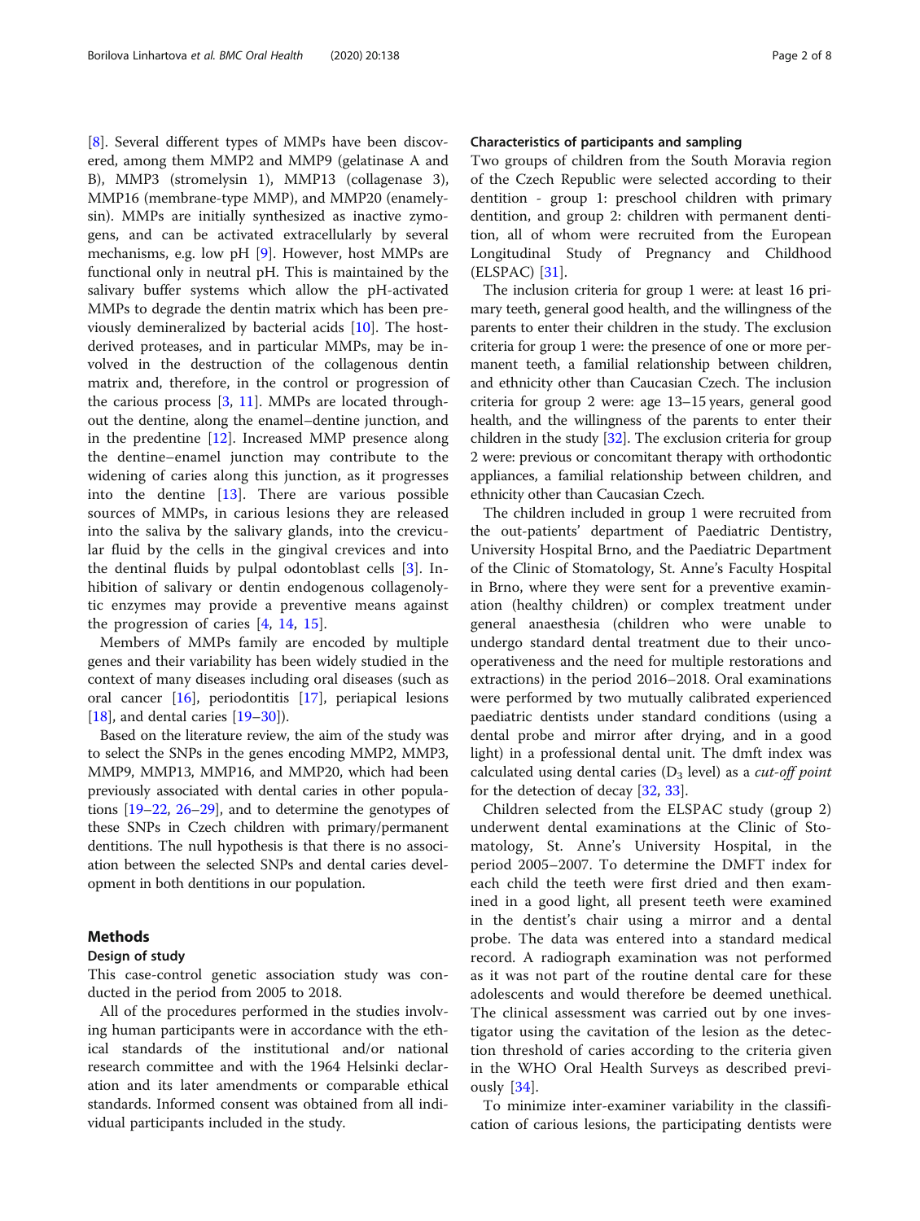[8]. Several different types of MMPs have been discovered, among them MMP2 and MMP9 (gelatinase A and B), MMP3 (stromelysin 1), MMP13 (collagenase 3), MMP16 (membrane-type MMP), and MMP20 (enamelysin). MMPs are initially synthesized as inactive zymogens, and can be activated extracellularly by several mechanisms, e.g. low pH [9]. However, host MMPs are functional only in neutral pH. This is maintained by the salivary buffer systems which allow the pH-activated MMPs to degrade the dentin matrix which has been previously demineralized by bacterial acids [10]. The host-derived proteases, and in particular MMPs, may be involved in the destruction of the collagenous dentin matrix and, therefore, in the control or progression of the carious process [3, 11]. MMPs are located throughout the dentine, along the enamel–dentine junction, and in the predentine [12]. Increased MMP presence along the dentine–enamel junction may contribute to the widening of caries along this junction, as it progresses into the dentine [13]. There are various possible sources of MMPs, in carious lesions they are released into the saliva by the salivary glands, into the crevicular fluid by the cells in the gingival crevices and into the dentinal fluids by pulpal odontoblast cells [3]. Inhibition of salivary or dentin endogenous collagenolytic enzymes may provide a preventive means against the progression of caries [4, 14, 15].

Members of MMPs family are encoded by multiple genes and their variability has been widely studied in the context of many diseases including oral diseases (such as oral cancer [16], periodontitis [17], periapical lesions [18], and dental caries [19–30]).

Based on the literature review, the aim of the study was to select the SNPs in the genes encoding MMP2, MMP3, MMP9, MMP13, MMP16, and MMP20, which had been previously associated with dental caries in other populations [19–22, 26–29], and to determine the genotypes of these SNPs in Czech children with primary/permanent dentitions. The null hypothesis is that there is no association between the selected SNPs and dental caries development in both dentitions in our population.

## Methods

### Design of study

This case-control genetic association study was conducted in the period from 2005 to 2018.

All of the procedures performed in the studies involving human participants were in accordance with the ethical standards of the institutional and/or national research committee and with the 1964 Helsinki declaration and its later amendments or comparable ethical standards. Informed consent was obtained from all individual participants included in the study.

### Characteristics of participants and sampling

Two groups of children from the South Moravia region of the Czech Republic were selected according to their dentition - group 1: preschool children with primary dentition, and group 2: children with permanent dentition, all of whom were recruited from the European Longitudinal Study of Pregnancy and Childhood (ELSPAC) [31].

The inclusion criteria for group 1 were: at least 16 primary teeth, general good health, and the willingness of the parents to enter their children in the study. The exclusion criteria for group 1 were: the presence of one or more permanent teeth, a familial relationship between children, and ethnicity other than Caucasian Czech. The inclusion criteria for group 2 were: age 13–15 years, general good health, and the willingness of the parents to enter their children in the study [32]. The exclusion criteria for group 2 were: previous or concomitant therapy with orthodontic appliances, a familial relationship between children, and ethnicity other than Caucasian Czech.

The children included in group 1 were recruited from the out-patients' department of Paediatric Dentistry, University Hospital Brno, and the Paediatric Department of the Clinic of Stomatology, St. Anne's Faculty Hospital in Brno, where they were sent for a preventive examination (healthy children) or complex treatment under general anaesthesia (children who were unable to undergo standard dental treatment due to their uncooperativeness and the need for multiple restorations and extractions) in the period 2016–2018. Oral examinations were performed by two mutually calibrated experienced paediatric dentists under standard conditions (using a dental probe and mirror after drying, and in a good light) in a professional dental unit. The dmft index was calculated using dental caries ($D_3$ level) as a *cut-off point* for the detection of decay [32, 33].

Children selected from the ELSPAC study (group 2) underwent dental examinations at the Clinic of Stomatology, St. Anne's University Hospital, in the period 2005–2007. To determine the DMFT index for each child the teeth were first dried and then examined in a good light, all present teeth were examined in the dentist's chair using a mirror and a dental probe. The data was entered into a standard medical record. A radiograph examination was not performed as it was not part of the routine dental care for these adolescents and would therefore be deemed unethical. The clinical assessment was carried out by one investigator using the cavitation of the lesion as the detection threshold of caries according to the criteria given in the WHO Oral Health Surveys as described previously [34].

To minimize inter-examiner variability in the classification of carious lesions, the participating dentists were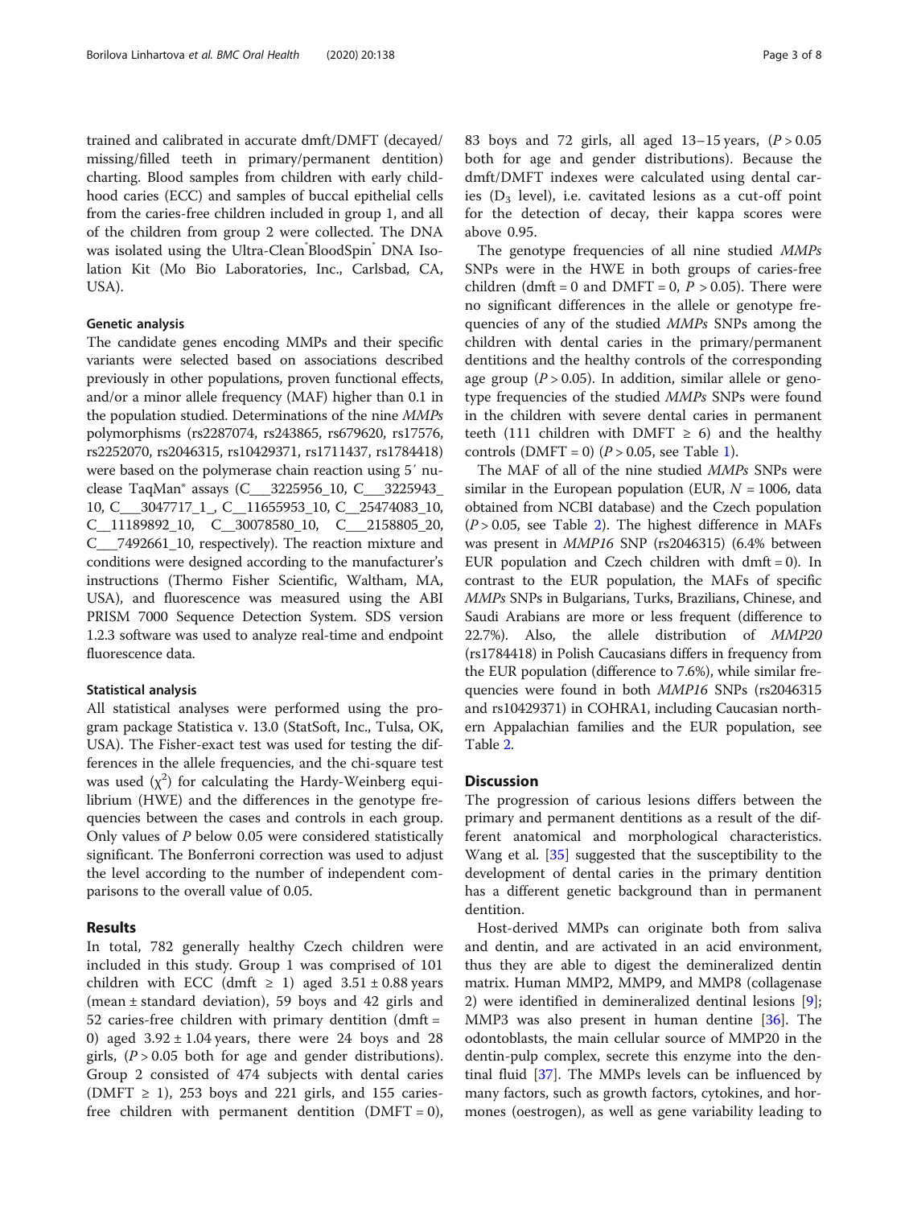trained and calibrated in accurate dmft/DMFT (decayed/missing/filled teeth in primary/permanent dentition) charting. Blood samples from children with early childhood caries (ECC) and samples of buccal epithelial cells from the caries-free children included in group 1, and all of the children from group 2 were collected. The DNA was isolated using the Ultra-Clean® BloodSpin® DNA Isolation Kit (Mo Bio Laboratories, Inc., Carlsbad, CA, USA).

### Genetic analysis

The candidate genes encoding MMPs and their specific variants were selected based on associations described previously in other populations, proven functional effects, and/or a minor allele frequency (MAF) higher than 0.1 in the population studied. Determinations of the nine *MMPs* polymorphisms (rs2287074, rs243865, rs679620, rs17576, rs2252070, rs2046315, rs10429371, rs1711437, rs1784418) were based on the polymerase chain reaction using 5′ nuclease TaqMan® assays (C___3225956_10, C___3225943_10, C___3047717_1_, C__11655953_10, C__25474083_10, C__11189892_10, C__30078580_10, C___2158805_20, C___7492661_10, respectively). The reaction mixture and conditions were designed according to the manufacturer's instructions (Thermo Fisher Scientific, Waltham, MA, USA), and fluorescence was measured using the ABI PRISM 7000 Sequence Detection System. SDS version 1.2.3 software was used to analyze real-time and endpoint fluorescence data.

### Statistical analysis

All statistical analyses were performed using the program package Statistica v. 13.0 (StatSoft, Inc., Tulsa, OK, USA). The Fisher-exact test was used for testing the differences in the allele frequencies, and the chi-square test was used ($\chi^2$) for calculating the Hardy-Weinberg equilibrium (HWE) and the differences in the genotype frequencies between the cases and controls in each group. Only values of $P$ below 0.05 were considered statistically significant. The Bonferroni correction was used to adjust the level according to the number of independent comparisons to the overall value of 0.05.

## Results

In total, 782 generally healthy Czech children were included in this study. Group 1 was comprised of 101 children with ECC (dmft $\geq$ 1) aged 3.51 ± 0.88 years (mean ± standard deviation), 59 boys and 42 girls and 52 caries-free children with primary dentition (dmft = 0) aged 3.92 ± 1.04 years, there were 24 boys and 28 girls, ($P > 0.05$ both for age and gender distributions). Group 2 consisted of 474 subjects with dental caries (DMFT $\geq$ 1), 253 boys and 221 girls, and 155 caries-free children with permanent dentition (DMFT = 0), 83 boys and 72 girls, all aged 13–15 years, ($P > 0.05$ both for age and gender distributions). Because the dmft/DMFT indexes were calculated using dental caries ($D_3$ level), i.e. cavitated lesions as a cut-off point for the detection of decay, their kappa scores were above 0.95.

The genotype frequencies of all nine studied *MMPs* SNPs were in the HWE in both groups of caries-free children (dmft = 0 and DMFT = 0, $P > 0.05$). There were no significant differences in the allele or genotype frequencies of any of the studied *MMPs* SNPs among the children with dental caries in the primary/permanent dentitions and the healthy controls of the corresponding age group ($P > 0.05$). In addition, similar allele or genotype frequencies of the studied *MMPs* SNPs were found in the children with severe dental caries in permanent teeth (111 children with DMFT $\geq$ 6) and the healthy controls (DMFT = 0) ($P > 0.05$, see Table 1).

The MAF of all of the nine studied *MMPs* SNPs were similar in the European population (EUR, $N = 1006$, data obtained from NCBI database) and the Czech population ($P > 0.05$, see Table 2). The highest difference in MAFs was present in *MMP16* SNP (rs2046315) (6.4% between EUR population and Czech children with dmft = 0). In contrast to the EUR population, the MAFs of specific *MMPs* SNPs in Bulgarians, Turks, Brazilians, Chinese, and Saudi Arabians are more or less frequent (difference to 22.7%). Also, the allele distribution of *MMP20* (rs1784418) in Polish Caucasians differs in frequency from the EUR population (difference to 7.6%), while similar frequencies were found in both *MMP16* SNPs (rs2046315 and rs10429371) in COHRA1, including Caucasian northern Appalachian families and the EUR population, see Table 2.

## Discussion

The progression of carious lesions differs between the primary and permanent dentitions as a result of the different anatomical and morphological characteristics. Wang et al. [35] suggested that the susceptibility to the development of dental caries in the primary dentition has a different genetic background than in permanent dentition.

Host-derived MMPs can originate both from saliva and dentin, and are activated in an acid environment, thus they are able to digest the demineralized dentin matrix. Human MMP2, MMP9, and MMP8 (collagenase 2) were identified in demineralized dentinal lesions [9]; MMP3 was also present in human dentine [36]. The odontoblasts, the main cellular source of MMP20 in the dentin-pulp complex, secrete this enzyme into the dentinal fluid [37]. The MMPs levels can be influenced by many factors, such as growth factors, cytokines, and hormones (oestrogen), as well as gene variability leading to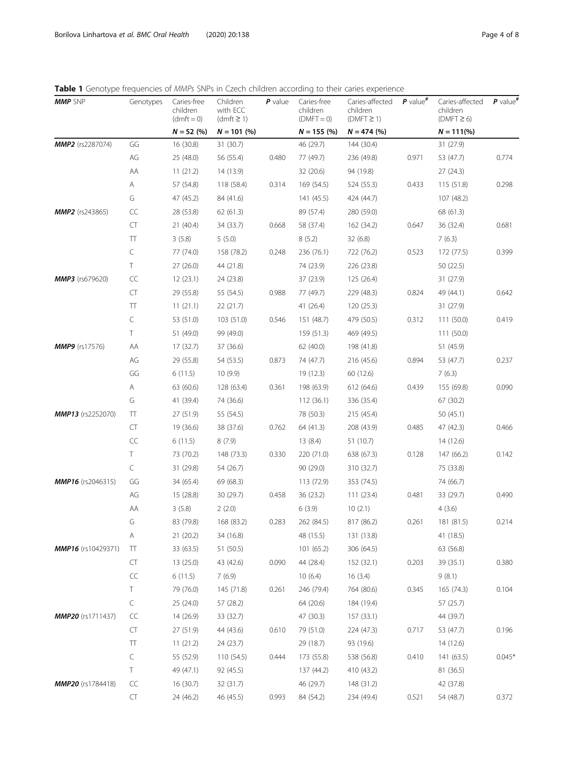**Table 1** Genotype frequencies of *MMPs* SNPs in Czech children according to their caries experience

| *MMP* SNP | Genotypes | Caries-free children (dmft = 0) | Children with ECC (dmft ≥ 1) | *P* value | Caries-free children (DMFT = 0) | Caries-affected children (DMFT ≥ 1) | *P* value[#] | Caries-affected children (DMFT ≥ 6) | *P* value[#] |
|---|---|---|---|---|---|---|---|---|---|
| | | *N* = 52 (%) | *N* = 101 (%) | | *N* = 155 (%) | *N* = 474 (%) | | *N* = 111(%) | |
| ***MMP2*** (rs2287074) | GG | 16 (30.8) | 31 (30.7) | | 46 (29.7) | 144 (30.4) | | 31 (27.9) | |
| | AG | 25 (48.0) | 56 (55.4) | 0.480 | 77 (49.7) | 236 (49.8) | 0.971 | 53 (47.7) | 0.774 |
| | AA | 11 (21.2) | 14 (13.9) | | 32 (20.6) | 94 (19.8) | | 27 (24.3) | |
| | A | 57 (54.8) | 118 (58.4) | 0.314 | 169 (54.5) | 524 (55.3) | 0.433 | 115 (51.8) | 0.298 |
| | G | 47 (45.2) | 84 (41.6) | | 141 (45.5) | 424 (44.7) | | 107 (48.2) | |
| ***MMP2*** (rs243865) | CC | 28 (53.8) | 62 (61.3) | | 89 (57.4) | 280 (59.0) | | 68 (61.3) | |
| | CT | 21 (40.4) | 34 (33.7) | 0.668 | 58 (37.4) | 162 (34.2) | 0.647 | 36 (32.4) | 0.681 |
| | TT | 3 (5.8) | 5 (5.0) | | 8 (5.2) | 32 (6.8) | | 7 (6.3) | |
| | C | 77 (74.0) | 158 (78.2) | 0.248 | 236 (76.1) | 722 (76.2) | 0.523 | 172 (77.5) | 0.399 |
| | T | 27 (26.0) | 44 (21.8) | | 74 (23.9) | 226 (23.8) | | 50 (22.5) | |
| ***MMP3*** (rs679620) | CC | 12 (23.1) | 24 (23.8) | | 37 (23.9) | 125 (26.4) | | 31 (27.9) | |
| | CT | 29 (55.8) | 55 (54.5) | 0.988 | 77 (49.7) | 229 (48.3) | 0.824 | 49 (44.1) | 0.642 |
| | TT | 11 (21.1) | 22 (21.7) | | 41 (26.4) | 120 (25.3) | | 31 (27.9) | |
| | C | 53 (51.0) | 103 (51.0) | 0.546 | 151 (48.7) | 479 (50.5) | 0.312 | 111 (50.0) | 0.419 |
| | T | 51 (49.0) | 99 (49.0) | | 159 (51.3) | 469 (49.5) | | 111 (50.0) | |
| ***MMP9*** (rs17576) | AA | 17 (32.7) | 37 (36.6) | | 62 (40.0) | 198 (41.8) | | 51 (45.9) | |
| | AG | 29 (55.8) | 54 (53.5) | 0.873 | 74 (47.7) | 216 (45.6) | 0.894 | 53 (47.7) | 0.237 |
| | GG | 6 (11.5) | 10 (9.9) | | 19 (12.3) | 60 (12.6) | | 7 (6.3) | |
| | A | 63 (60.6) | 128 (63.4) | 0.361 | 198 (63.9) | 612 (64.6) | 0.439 | 155 (69.8) | 0.090 |
| | G | 41 (39.4) | 74 (36.6) | | 112 (36.1) | 336 (35.4) | | 67 (30.2) | |
| ***MMP13*** (rs2252070) | TT | 27 (51.9) | 55 (54.5) | | 78 (50.3) | 215 (45.4) | | 50 (45.1) | |
| | CT | 19 (36.6) | 38 (37.6) | 0.762 | 64 (41.3) | 208 (43.9) | 0.485 | 47 (42.3) | 0.466 |
| | CC | 6 (11.5) | 8 (7.9) | | 13 (8.4) | 51 (10.7) | | 14 (12.6) | |
| | T | 73 (70.2) | 148 (73.3) | 0.330 | 220 (71.0) | 638 (67.3) | 0.128 | 147 (66.2) | 0.142 |
| | C | 31 (29.8) | 54 (26.7) | | 90 (29.0) | 310 (32.7) | | 75 (33.8) | |
| ***MMP16*** (rs2046315) | GG | 34 (65.4) | 69 (68.3) | | 113 (72.9) | 353 (74.5) | | 74 (66.7) | |
| | AG | 15 (28.8) | 30 (29.7) | 0.458 | 36 (23.2) | 111 (23.4) | 0.481 | 33 (29.7) | 0.490 |
| | AA | 3 (5.8) | 2 (2.0) | | 6 (3.9) | 10 (2.1) | | 4 (3.6) | |
| | G | 83 (79.8) | 168 (83.2) | 0.283 | 262 (84.5) | 817 (86.2) | 0.261 | 181 (81.5) | 0.214 |
| | A | 21 (20.2) | 34 (16.8) | | 48 (15.5) | 131 (13.8) | | 41 (18.5) | |
| ***MMP16*** (rs10429371) | TT | 33 (63.5) | 51 (50.5) | | 101 (65.2) | 306 (64.5) | | 63 (56.8) | |
| | CT | 13 (25.0) | 43 (42.6) | 0.090 | 44 (28.4) | 152 (32.1) | 0.203 | 39 (35.1) | 0.380 |
| | CC | 6 (11.5) | 7 (6.9) | | 10 (6.4) | 16 (3.4) | | 9 (8.1) | |
| | T | 79 (76.0) | 145 (71.8) | 0.261 | 246 (79.4) | 764 (80.6) | 0.345 | 165 (74.3) | 0.104 |
| | C | 25 (24.0) | 57 (28.2) | | 64 (20.6) | 184 (19.4) | | 57 (25.7) | |
| ***MMP20*** (rs1711437) | CC | 14 (26.9) | 33 (32.7) | | 47 (30.3) | 157 (33.1) | | 44 (39.7) | |
| | CT | 27 (51.9) | 44 (43.6) | 0.610 | 79 (51.0) | 224 (47.3) | 0.717 | 53 (47.7) | 0.196 |
| | TT | 11 (21.2) | 24 (23.7) | | 29 (18.7) | 93 (19.6) | | 14 (12.6) | |
| | C | 55 (52.9) | 110 (54.5) | 0.444 | 173 (55.8) | 538 (56.8) | 0.410 | 141 (63.5) | 0.045* |
| | T | 49 (47.1) | 92 (45.5) | | 137 (44.2) | 410 (43.2) | | 81 (36.5) | |
| ***MMP20*** (rs1784418) | CC | 16 (30.7) | 32 (31.7) | | 46 (29.7) | 148 (31.2) | | 42 (37.8) | |
| | CT | 24 (46.2) | 46 (45.5) | 0.993 | 84 (54.2) | 234 (49.4) | 0.521 | 54 (48.7) | 0.372 |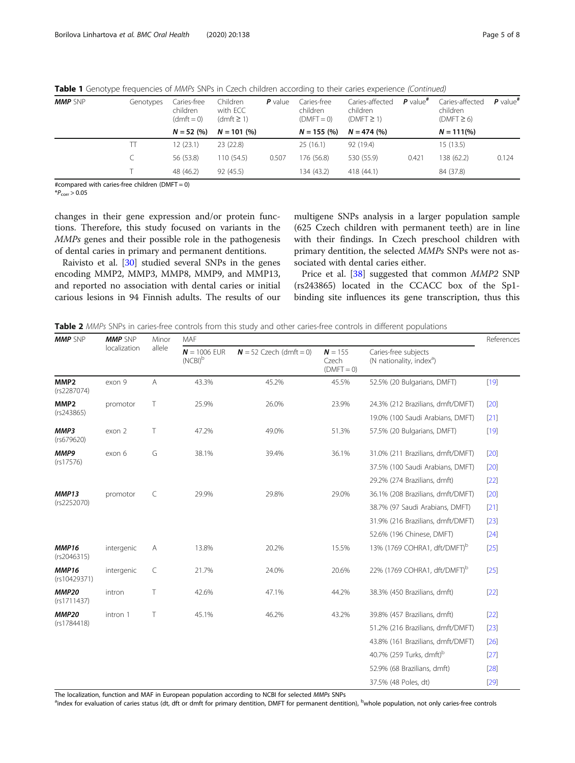**Table 1** Genotype frequencies of *MMPs* SNPs in Czech children according to their caries experience *(Continued)*

| ***MMP*** **SNP** | Genotypes | Caries-free children (dmft = 0) | Children with ECC (dmft ≥ 1) | ***P*** **value** | Caries-free children (DMFT = 0) | Caries-affected children (DMFT ≥ 1) | ***P*** **value**[#] | Caries-affected children (DMFT ≥ 6) | ***P*** **value**[#] |
|---|---|---|---|---|---|---|---|---|---|
| | | ***N*** **= 52 (%)** | ***N*** **= 101 (%)** | | ***N*** **= 155 (%)** | ***N*** **= 474 (%)** | | ***N*** **= 111(%)** | |
| | TT | 12 (23.1) | 23 (22.8) | | 25 (16.1) | 92 (19.4) | | 15 (13.5) | |
| | C | 56 (53.8) | 110 (54.5) | 0.507 | 176 (56.8) | 530 (55.9) | 0.421 | 138 (62.2) | 0.124 |
| | T | 48 (46.2) | 92 (45.5) | | 134 (43.2) | 418 (44.1) | | 84 (37.8) | |

#compared with caries-free children (DMFT = 0)
*$P_{corr} > 0.05$

changes in their gene expression and/or protein functions. Therefore, this study focused on variants in the *MMPs* genes and their possible role in the pathogenesis of dental caries in primary and permanent dentitions.

Raivisto et al. [30] studied several SNPs in the genes encoding MMP2, MMP3, MMP8, MMP9, and MMP13, and reported no association with dental caries or initial carious lesions in 94 Finnish adults. The results of our multigene SNPs analysis in a larger population sample (625 Czech children with permanent teeth) are in line with their findings. In Czech preschool children with primary dentition, the selected *MMPs* SNPs were not associated with dental caries either.

Price et al. [38] suggested that common *MMP2* SNP (rs243865) located in the CCACC box of the Sp1-binding site influences its gene transcription, thus this

**Table 2** *MMPs* SNPs in caries-free controls from this study and other caries-free controls in different populations

| ***MMP*** **SNP** | ***MMP*** **SNP localization** | Minor allele | MAF | | | | References |
|---|---|---|---|---|---|---|---|
| | | | ***N*** **= 1006 EUR (NCBI)**[b] | ***N*** **= 52 Czech (dmft = 0)** | ***N*** **= 155 Czech (DMFT = 0)** | Caries-free subjects (N nationality, index[a]) | |
| **MMP2** (rs2287074) | exon 9 | A | 43.3% | 45.2% | 45.5% | 52.5% (20 Bulgarians, DMFT) | [19] |
| **MMP2** (rs243865) | promotor | T | 25.9% | 26.0% | 23.9% | 24.3% (212 Brazilians, dmft/DMFT) | [20] |
| | | | | | | 19.0% (100 Saudi Arabians, DMFT) | [21] |
| ***MMP3*** (rs679620) | exon 2 | T | 47.2% | 49.0% | 51.3% | 57.5% (20 Bulgarians, DMFT) | [19] |
| ***MMP9*** (rs17576) | exon 6 | G | 38.1% | 39.4% | 36.1% | 31.0% (211 Brazilians, dmft/DMFT) | [20] |
| | | | | | | 37.5% (100 Saudi Arabians, DMFT) | [20] |
| | | | | | | 29.2% (274 Brazilians, dmft) | [22] |
| ***MMP13*** (rs2252070) | promotor | C | 29.9% | 29.8% | 29.0% | 36.1% (208 Brazilians, dmft/DMFT) | [20] |
| | | | | | | 38.7% (97 Saudi Arabians, DMFT) | [21] |
| | | | | | | 31.9% (216 Brazilians, dmft/DMFT) | [23] |
| | | | | | | 52.6% (196 Chinese, DMFT) | [24] |
| ***MMP16*** (rs2046315) | intergenic | A | 13.8% | 20.2% | 15.5% | 13% (1769 COHRA1, dft/DMFT)[b] | [25] |
| ***MMP16*** (rs10429371) | intergenic | C | 21.7% | 24.0% | 20.6% | 22% (1769 COHRA1, dft/DMFT)[b] | [25] |
| ***MMP20*** (rs1711437) | intron | T | 42.6% | 47.1% | 44.2% | 38.3% (450 Brazilians, dmft) | [22] |
| ***MMP20*** (rs1784418) | intron 1 | T | 45.1% | 46.2% | 43.2% | 39.8% (457 Brazilians, dmft) | [22] |
| | | | | | | 51.2% (216 Brazilians, dmft/DMFT) | [23] |
| | | | | | | 43.8% (161 Brazilians, dmft/DMFT) | [26] |
| | | | | | | 40.7% (259 Turks, dmft)[b] | [27] |
| | | | | | | 52.9% (68 Brazilians, dmft) | [28] |
| | | | | | | 37.5% (48 Poles, dt) | [29] |

The localization, function and MAF in European population according to NCBI for selected *MMPs* SNPs
[a]index for evaluation of caries status (dt, dft or dmft for primary dentition, DMFT for permanent dentition), [b]whole population, not only caries-free controls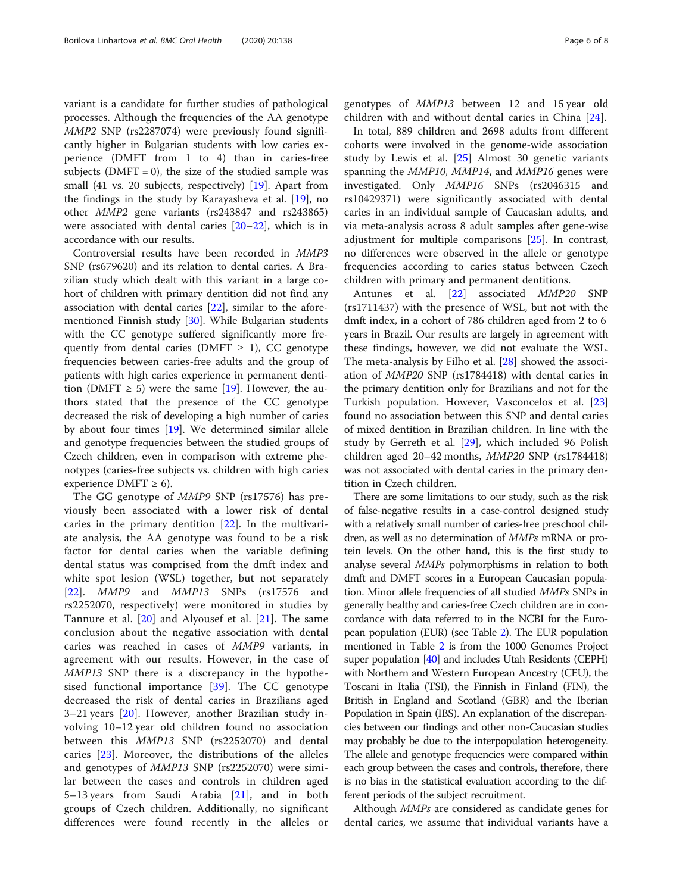variant is a candidate for further studies of pathological processes. Although the frequencies of the AA genotype *MMP2* SNP (rs2287074) were previously found significantly higher in Bulgarian students with low caries experience (DMFT from 1 to 4) than in caries-free subjects (DMFT = 0), the size of the studied sample was small (41 vs. 20 subjects, respectively) [19]. Apart from the findings in the study by Karayasheva et al. [19], no other *MMP2* gene variants (rs243847 and rs243865) were associated with dental caries [20–22], which is in accordance with our results.

Controversial results have been recorded in *MMP3* SNP (rs679620) and its relation to dental caries. A Brazilian study which dealt with this variant in a large cohort of children with primary dentition did not find any association with dental caries [22], similar to the aforementioned Finnish study [30]. While Bulgarian students with the CC genotype suffered significantly more frequently from dental caries (DMFT ≥ 1), CC genotype frequencies between caries-free adults and the group of patients with high caries experience in permanent dentition (DMFT ≥ 5) were the same [19]. However, the authors stated that the presence of the CC genotype decreased the risk of developing a high number of caries by about four times [19]. We determined similar allele and genotype frequencies between the studied groups of Czech children, even in comparison with extreme phenotypes (caries-free subjects vs. children with high caries experience DMFT ≥ 6).

The GG genotype of *MMP9* SNP (rs17576) has previously been associated with a lower risk of dental caries in the primary dentition [22]. In the multivariate analysis, the AA genotype was found to be a risk factor for dental caries when the variable defining dental status was comprised from the dmft index and white spot lesion (WSL) together, but not separately [22]. *MMP9* and *MMP13* SNPs (rs17576 and rs2252070, respectively) were monitored in studies by Tannure et al. [20] and Alyousef et al. [21]. The same conclusion about the negative association with dental caries was reached in cases of *MMP9* variants, in agreement with our results. However, in the case of *MMP13* SNP there is a discrepancy in the hypothesised functional importance [39]. The CC genotype decreased the risk of dental caries in Brazilians aged 3–21 years [20]. However, another Brazilian study involving 10–12 year old children found no association between this *MMP13* SNP (rs2252070) and dental caries [23]. Moreover, the distributions of the alleles and genotypes of *MMP13* SNP (rs2252070) were similar between the cases and controls in children aged 5–13 years from Saudi Arabia [21], and in both groups of Czech children. Additionally, no significant differences were found recently in the alleles or genotypes of *MMP13* between 12 and 15 year old children with and without dental caries in China [24].

In total, 889 children and 2698 adults from different cohorts were involved in the genome-wide association study by Lewis et al. [25] Almost 30 genetic variants spanning the *MMP10*, *MMP14*, and *MMP16* genes were investigated. Only *MMP16* SNPs (rs2046315 and rs10429371) were significantly associated with dental caries in an individual sample of Caucasian adults, and via meta-analysis across 8 adult samples after gene-wise adjustment for multiple comparisons [25]. In contrast, no differences were observed in the allele or genotype frequencies according to caries status between Czech children with primary and permanent dentitions.

Antunes et al. [22] associated *MMP20* SNP (rs1711437) with the presence of WSL, but not with the dmft index, in a cohort of 786 children aged from 2 to 6 years in Brazil. Our results are largely in agreement with these findings, however, we did not evaluate the WSL. The meta-analysis by Filho et al. [28] showed the association of *MMP20* SNP (rs1784418) with dental caries in the primary dentition only for Brazilians and not for the Turkish population. However, Vasconcelos et al. [23] found no association between this SNP and dental caries of mixed dentition in Brazilian children. In line with the study by Gerreth et al. [29], which included 96 Polish children aged 20–42 months, *MMP20* SNP (rs1784418) was not associated with dental caries in the primary dentition in Czech children.

There are some limitations to our study, such as the risk of false-negative results in a case-control designed study with a relatively small number of caries-free preschool children, as well as no determination of *MMPs* mRNA or protein levels. On the other hand, this is the first study to analyse several *MMPs* polymorphisms in relation to both dmft and DMFT scores in a European Caucasian population. Minor allele frequencies of all studied *MMPs* SNPs in generally healthy and caries-free Czech children are in concordance with data referred to in the NCBI for the European population (EUR) (see Table 2). The EUR population mentioned in Table 2 is from the 1000 Genomes Project super population [40] and includes Utah Residents (CEPH) with Northern and Western European Ancestry (CEU), the Toscani in Italia (TSI), the Finnish in Finland (FIN), the British in England and Scotland (GBR) and the Iberian Population in Spain (IBS). An explanation of the discrepancies between our findings and other non-Caucasian studies may probably be due to the interpopulation heterogeneity. The allele and genotype frequencies were compared within each group between the cases and controls, therefore, there is no bias in the statistical evaluation according to the different periods of the subject recruitment.

Although *MMPs* are considered as candidate genes for dental caries, we assume that individual variants have a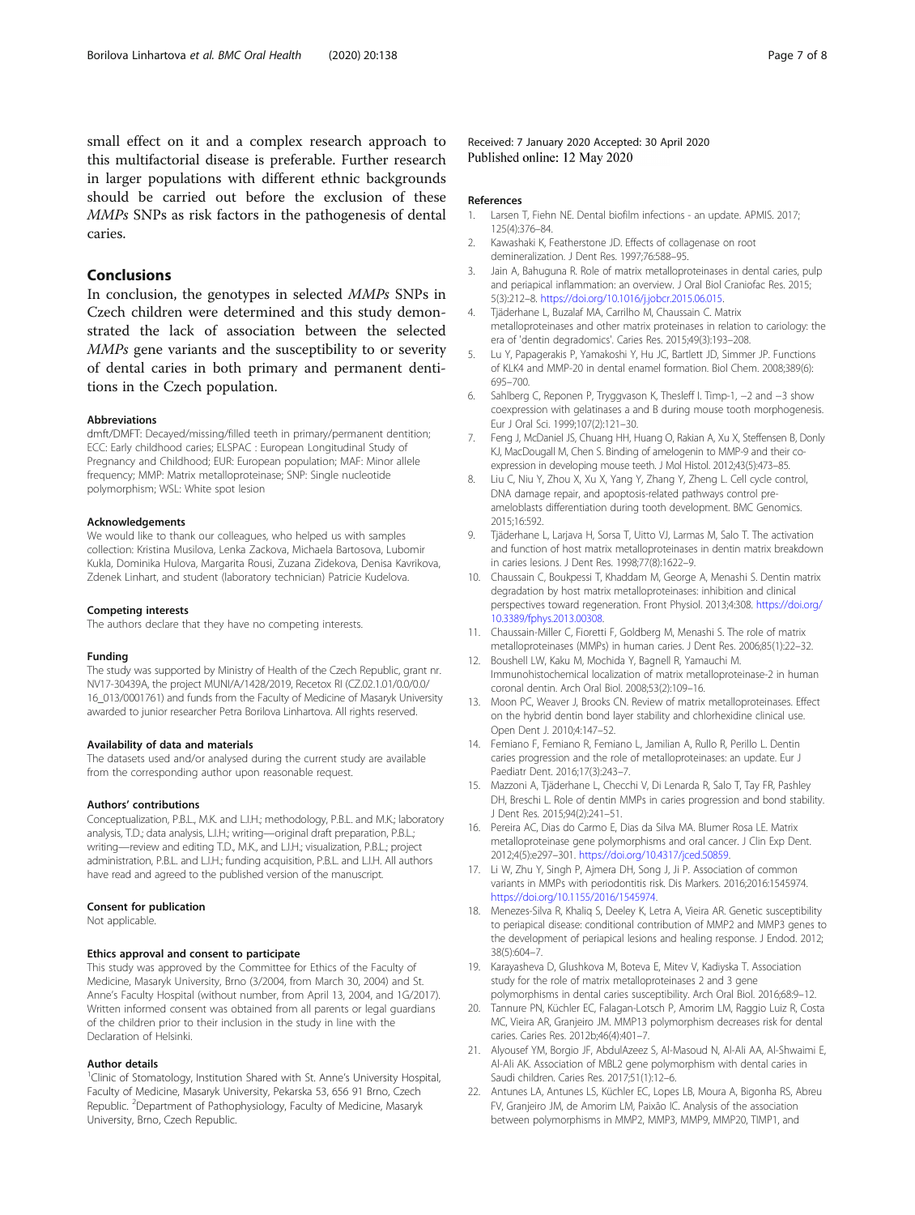small effect on it and a complex research approach to this multifactorial disease is preferable. Further research in larger populations with different ethnic backgrounds should be carried out before the exclusion of these *MMPs* SNPs as risk factors in the pathogenesis of dental caries.

## Conclusions

In conclusion, the genotypes in selected *MMPs* SNPs in Czech children were determined and this study demonstrated the lack of association between the selected *MMPs* gene variants and the susceptibility to or severity of dental caries in both primary and permanent dentitions in the Czech population.

#### Abbreviations

dmft/DMFT: Decayed/missing/filled teeth in primary/permanent dentition; ECC: Early childhood caries; ELSPAC : European Longitudinal Study of Pregnancy and Childhood; EUR: European population; MAF: Minor allele frequency; MMP: Matrix metalloproteinase; SNP: Single nucleotide polymorphism; WSL: White spot lesion

#### Acknowledgements

We would like to thank our colleagues, who helped us with samples collection: Kristina Musilova, Lenka Zackova, Michaela Bartosova, Lubomir Kukla, Dominika Hulova, Margarita Rousi, Zuzana Zidekova, Denisa Kavrikova, Zdenek Linhart, and student (laboratory technician) Patricie Kudelova.

#### Competing interests

The authors declare that they have no competing interests.

#### Funding

The study was supported by Ministry of Health of the Czech Republic, grant nr. NV17-30439A, the project MUNI/A/1428/2019, Recetox RI (CZ.02.1.01/0.0/0.0/16_013/0001761) and funds from the Faculty of Medicine of Masaryk University awarded to junior researcher Petra Borilova Linhartova. All rights reserved.

#### Availability of data and materials

The datasets used and/or analysed during the current study are available from the corresponding author upon reasonable request.

#### Authors' contributions

Conceptualization, P.B.L., M.K. and L.I.H.; methodology, P.B.L. and M.K.; laboratory analysis, T.D.; data analysis, L.I.H.; writing—original draft preparation, P.B.L.; writing—review and editing T.D., M.K., and L.I.H.; visualization, P.B.L.; project administration, P.B.L. and L.I.H.; funding acquisition, P.B.L. and L.I.H. All authors have read and agreed to the published version of the manuscript.

#### Consent for publication

Not applicable.

#### Ethics approval and consent to participate

This study was approved by the Committee for Ethics of the Faculty of Medicine, Masaryk University, Brno (3/2004, from March 30, 2004) and St. Anne's Faculty Hospital (without number, from April 13, 2004, and 1G/2017). Written informed consent was obtained from all parents or legal guardians of the children prior to their inclusion in the study in line with the Declaration of Helsinki.

#### Author details

[1]Clinic of Stomatology, Institution Shared with St. Anne's University Hospital, Faculty of Medicine, Masaryk University, Pekarska 53, 656 91 Brno, Czech Republic. [2]Department of Pathophysiology, Faculty of Medicine, Masaryk University, Brno, Czech Republic.

Received: 7 January 2020 Accepted: 30 April 2020
Published online: 12 May 2020

#### References

1. Larsen T, Fiehn NE. Dental biofilm infections - an update. APMIS. 2017; 125(4):376–84.
2. Kawashaki K, Featherstone JD. Effects of collagenase on root demineralization. J Dent Res. 1997;76:588–95.
3. Jain A, Bahuguna R. Role of matrix metalloproteinases in dental caries, pulp and periapical inflammation: an overview. J Oral Biol Craniofac Res. 2015; 5(3):212–8. https://doi.org/10.1016/j.jobcr.2015.06.015.
4. Tjäderhane L, Buzalaf MA, Carrilho M, Chaussain C. Matrix metalloproteinases and other matrix proteinases in relation to cariology: the era of 'dentin degradomics'. Caries Res. 2015;49(3):193–208.
5. Lu Y, Papagerakis P, Yamakoshi Y, Hu JC, Bartlett JD, Simmer JP. Functions of KLK4 and MMP-20 in dental enamel formation. Biol Chem. 2008;389(6): 695–700.
6. Sahlberg C, Reponen P, Tryggvason K, Thesleff I. Timp-1, −2 and −3 show coexpression with gelatinases a and B during mouse tooth morphogenesis. Eur J Oral Sci. 1999;107(2):121–30.
7. Feng J, McDaniel JS, Chuang HH, Huang O, Rakian A, Xu X, Steffensen B, Donly KJ, MacDougall M, Chen S. Binding of amelogenin to MMP-9 and their co-expression in developing mouse teeth. J Mol Histol. 2012;43(5):473–85.
8. Liu C, Niu Y, Zhou X, Xu X, Yang Y, Zhang Y, Zheng L. Cell cycle control, DNA damage repair, and apoptosis-related pathways control pre-ameloblasts differentiation during tooth development. BMC Genomics. 2015;16:592.
9. Tjäderhane L, Larjava H, Sorsa T, Uitto VJ, Larmas M, Salo T. The activation and function of host matrix metalloproteinases in dentin matrix breakdown in caries lesions. J Dent Res. 1998;77(8):1622–9.
10. Chaussain C, Boukpessi T, Khaddam M, George A, Menashi S. Dentin matrix degradation by host matrix metalloproteinases: inhibition and clinical perspectives toward regeneration. Front Physiol. 2013;4:308. https://doi.org/10.3389/fphys.2013.00308.
11. Chaussain-Miller C, Fioretti F, Goldberg M, Menashi S. The role of matrix metalloproteinases (MMPs) in human caries. J Dent Res. 2006;85(1):22–32.
12. Boushell LW, Kaku M, Mochida Y, Bagnell R, Yamauchi M. Immunohistochemical localization of matrix metalloproteinase-2 in human coronal dentin. Arch Oral Biol. 2008;53(2):109–16.
13. Moon PC, Weaver J, Brooks CN. Review of matrix metalloproteinases. Effect on the hybrid dentin bond layer stability and chlorhexidine clinical use. Open Dent J. 2010;4:147–52.
14. Femiano F, Femiano R, Femiano L, Jamilian A, Rullo R, Perillo L. Dentin caries progression and the role of metalloproteinases: an update. Eur J Paediatr Dent. 2016;17(3):243–7.
15. Mazzoni A, Tjäderhane L, Checchi V, Di Lenarda R, Salo T, Tay FR, Pashley DH, Breschi L. Role of dentin MMPs in caries progression and bond stability. J Dent Res. 2015;94(2):241–51.
16. Pereira AC, Dias do Carmo E, Dias da Silva MA. Blumer Rosa LE. Matrix metalloproteinase gene polymorphisms and oral cancer. J Clin Exp Dent. 2012;4(5):e297–301. https://doi.org/10.4317/jced.50859.
17. Li W, Zhu Y, Singh P, Ajmera DH, Song J, Ji P. Association of common variants in MMPs with periodontitis risk. Dis Markers. 2016;2016:1545974. https://doi.org/10.1155/2016/1545974.
18. Menezes-Silva R, Khaliq S, Deeley K, Letra A, Vieira AR. Genetic susceptibility to periapical disease: conditional contribution of MMP2 and MMP3 genes to the development of periapical lesions and healing response. J Endod. 2012; 38(5):604–7.
19. Karayasheva D, Glushkova M, Boteva E, Mitev V, Kadiyska T. Association study for the role of matrix metalloproteinases 2 and 3 gene polymorphisms in dental caries susceptibility. Arch Oral Biol. 2016;68:9–12.
20. Tannure PN, Küchler EC, Falagan-Lotsch P, Amorim LM, Raggio Luiz R, Costa MC, Vieira AR, Granjeiro JM. MMP13 polymorphism decreases risk for dental caries. Caries Res. 2012b;46(4):401–7.
21. Alyousef YM, Borgio JF, AbdulAzeez S, Al-Masoud N, Al-Ali AA, Al-Shwaimi E, Al-Ali AK. Association of MBL2 gene polymorphism with dental caries in Saudi children. Caries Res. 2017;51(1):12–6.
22. Antunes LA, Antunes LS, Küchler EC, Lopes LB, Moura A, Bigonha RS, Abreu FV, Granjeiro JM, de Amorim LM, Paixão IC. Analysis of the association between polymorphisms in MMP2, MMP3, MMP9, MMP20, TIMP1, and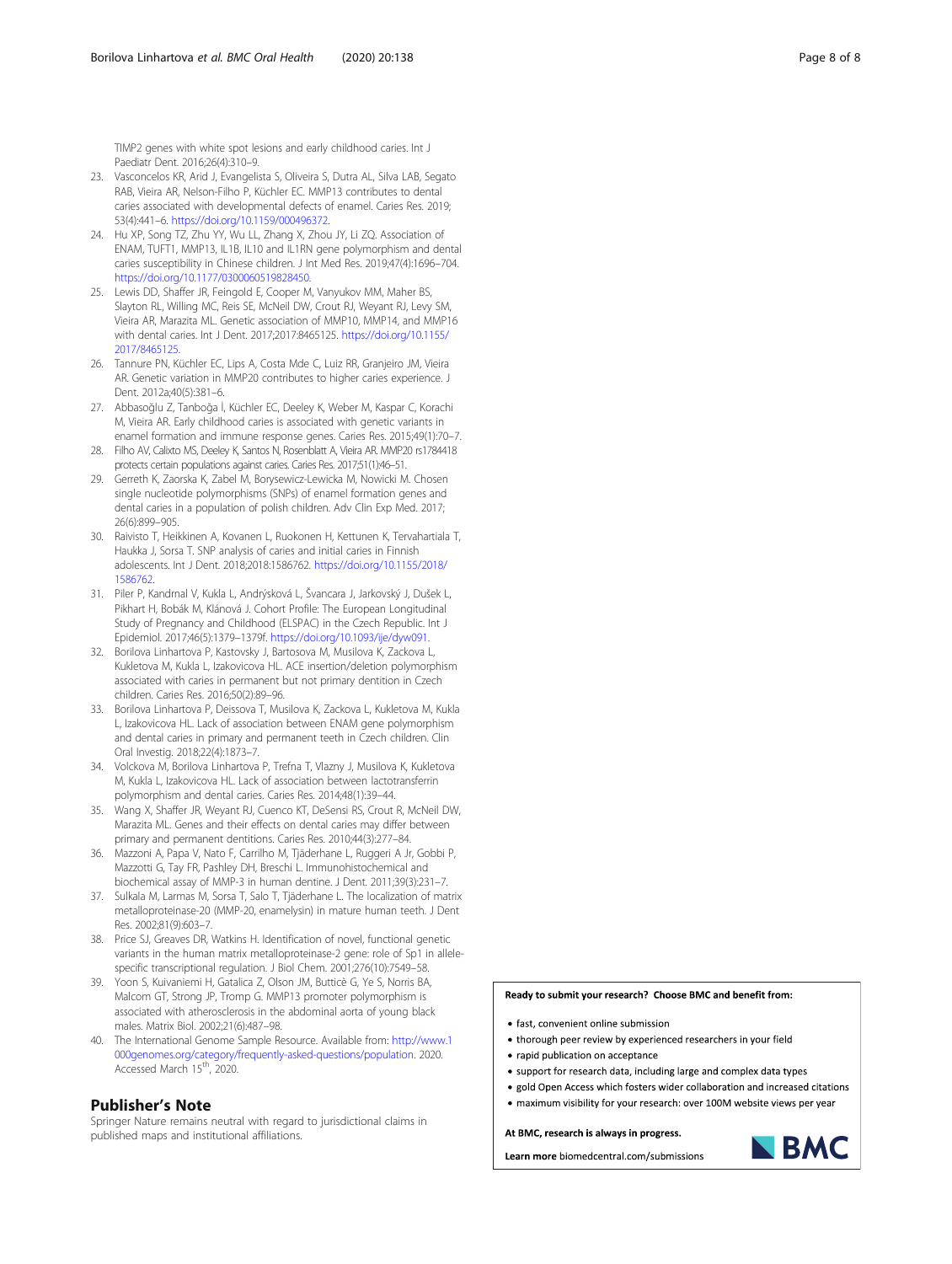TIMP2 genes with white spot lesions and early childhood caries. Int J Paediatr Dent. 2016;26(4):310–9.

23. Vasconcelos KR, Arid J, Evangelista S, Oliveira S, Dutra AL, Silva LAB, Segato RAB, Vieira AR, Nelson-Filho P, Küchler EC. MMP13 contributes to dental caries associated with developmental defects of enamel. Caries Res. 2019; 53(4):441–6. https://doi.org/10.1159/000496372.
24. Hu XP, Song TZ, Zhu YY, Wu LL, Zhang X, Zhou JY, Li ZQ. Association of ENAM, TUFT1, MMP13, IL1B, IL10 and IL1RN gene polymorphism and dental caries susceptibility in Chinese children. J Int Med Res. 2019;47(4):1696–704. https://doi.org/10.1177/0300060519828450.
25. Lewis DD, Shaffer JR, Feingold E, Cooper M, Vanyukov MM, Maher BS, Slayton RL, Willing MC, Reis SE, McNeil DW, Crout RJ, Weyant RJ, Levy SM, Vieira AR, Marazita ML. Genetic association of MMP10, MMP14, and MMP16 with dental caries. Int J Dent. 2017;2017:8465125. https://doi.org/10.1155/2017/8465125.
26. Tannure PN, Küchler EC, Lips A, Costa Mde C, Luiz RR, Granjeiro JM, Vieira AR. Genetic variation in MMP20 contributes to higher caries experience. J Dent. 2012a;40(5):381–6.
27. Abbasoğlu Z, Tanboğa İ, Küchler EC, Deeley K, Weber M, Kaspar C, Korachi M, Vieira AR. Early childhood caries is associated with genetic variants in enamel formation and immune response genes. Caries Res. 2015;49(1):70–7.
28. Filho AV, Calixto MS, Deeley K, Santos N, Rosenblatt A, Vieira AR. MMP20 rs1784418 protects certain populations against caries. Caries Res. 2017;51(1):46–51.
29. Gerreth K, Zaorska K, Zabel M, Borysewicz-Lewicka M, Nowicki M. Chosen single nucleotide polymorphisms (SNPs) of enamel formation genes and dental caries in a population of polish children. Adv Clin Exp Med. 2017; 26(6):899–905.
30. Raivisto T, Heikkinen A, Kovanen L, Ruokonen H, Kettunen K, Tervahartiala T, Haukka J, Sorsa T. SNP analysis of caries and initial caries in Finnish adolescents. Int J Dent. 2018;2018:1586762. https://doi.org/10.1155/2018/1586762.
31. Piler P, Kandrnal V, Kukla L, Andrýsková L, Švancara J, Jarkovský J, Dušek L, Pikhart H, Bobák M, Klánová J. Cohort Profile: The European Longitudinal Study of Pregnancy and Childhood (ELSPAC) in the Czech Republic. Int J Epidemiol. 2017;46(5):1379–1379f. https://doi.org/10.1093/ije/dyw091.
32. Borilova Linhartova P, Kastovsky J, Bartosova M, Musilova K, Zackova L, Kukletova M, Kukla L, Izakovicova HL. ACE insertion/deletion polymorphism associated with caries in permanent but not primary dentition in Czech children. Caries Res. 2016;50(2):89–96.
33. Borilova Linhartova P, Deissova T, Musilova K, Zackova L, Kukletova M, Kukla L, Izakovicova HL. Lack of association between ENAM gene polymorphism and dental caries in primary and permanent teeth in Czech children. Clin Oral Investig. 2018;22(4):1873–7.
34. Volckova M, Borilova Linhartova P, Trefna T, Vlazny J, Musilova K, Kukletova M, Kukla L, Izakovicova HL. Lack of association between lactotransferrin polymorphism and dental caries. Caries Res. 2014;48(1):39–44.
35. Wang X, Shaffer JR, Weyant RJ, Cuenco KT, DeSensi RS, Crout R, McNeil DW, Marazita ML. Genes and their effects on dental caries may differ between primary and permanent dentitions. Caries Res. 2010;44(3):277–84.
36. Mazzoni A, Papa V, Nato F, Carrilho M, Tjäderhane L, Ruggeri A Jr, Gobbi P, Mazzotti G, Tay FR, Pashley DH, Breschi L. Immunohistochemical and biochemical assay of MMP-3 in human dentine. J Dent. 2011;39(3):231–7.
37. Sulkala M, Larmas M, Sorsa T, Salo T, Tjäderhane L. The localization of matrix metalloproteinase-20 (MMP-20, enamelysin) in mature human teeth. J Dent Res. 2002;81(9):603–7.
38. Price SJ, Greaves DR, Watkins H. Identification of novel, functional genetic variants in the human matrix metalloproteinase-2 gene: role of Sp1 in allele-specific transcriptional regulation. J Biol Chem. 2001;276(10):7549–58.
39. Yoon S, Kuivaniemi H, Gatalica Z, Olson JM, Butticè G, Ye S, Norris BA, Malcom GT, Strong JP, Tromp G. MMP13 promoter polymorphism is associated with atherosclerosis in the abdominal aorta of young black males. Matrix Biol. 2002;21(6):487–98.
40. The International Genome Sample Resource. Available from: http://www.1000genomes.org/category/frequently-asked-questions/population. 2020. Accessed March 15th, 2020.

## Publisher's Note

Springer Nature remains neutral with regard to jurisdictional claims in published maps and institutional affiliations.

**Ready to submit your research? Choose BMC and benefit from:**

- fast, convenient online submission
- thorough peer review by experienced researchers in your field
- rapid publication on acceptance
- support for research data, including large and complex data types
- gold Open Access which fosters wider collaboration and increased citations
- maximum visibility for your research: over 100M website views per year

**At BMC, research is always in progress.**

**Learn more** biomedcentral.com/submissions